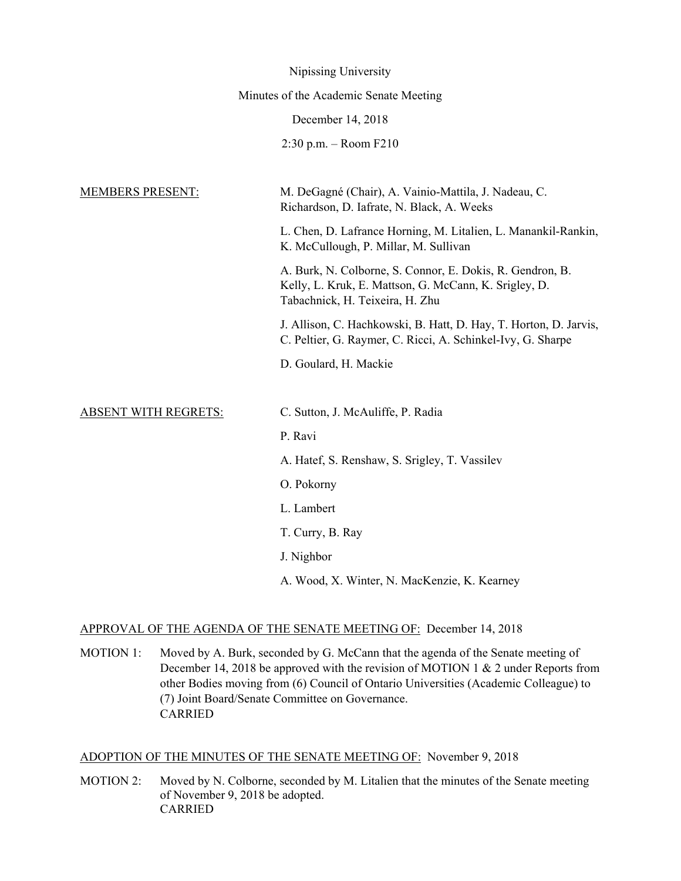Nipissing University

Minutes of the Academic Senate Meeting

December 14, 2018

2:30 p.m. – Room F210

MEMBERS PRESENT:

M. DeGagné (Chair), A. Vainio-Mattila, J. Nadeau, C. Richardson, D. Iafrate, N. Black, A. Weeks

L. Chen, D. Lafrance Horning, M. Litalien, L. Manankil-Rankin, K. McCullough, P. Millar, M. Sullivan

A. Burk, N. Colborne, S. Connor, E. Dokis, R. Gendron, B. Kelly, L. Kruk, E. Mattson, G. McCann, K. Srigley, D. Tabachnick, H. Teixeira, H. Zhu

J. Allison, C. Hachkowski, B. Hatt, D. Hay, T. Horton, D. Jarvis, C. Peltier, G. Raymer, C. Ricci, A. Schinkel-Ivy, G. Sharpe

D. Goulard, H. Mackie

ABSENT WITH REGRETS:

C. Sutton, J. McAuliffe, P. Radia

P. Ravi

A. Hatef, S. Renshaw, S. Srigley, T. Vassilev

O. Pokorny

L. Lambert

T. Curry, B. Ray

J. Nighbor

A. Wood, X. Winter, N. MacKenzie, K. Kearney

APPROVAL OF THE AGENDA OF THE SENATE MEETING OF: December 14, 2018

MOTION 1: Moved by A. Burk, seconded by G. McCann that the agenda of the Senate meeting of December 14, 2018 be approved with the revision of MOTION 1 & 2 under Reports from other Bodies moving from (6) Council of Ontario Universities (Academic Colleague) to (7) Joint Board/Senate Committee on Governance.
CARRIED

ADOPTION OF THE MINUTES OF THE SENATE MEETING OF: November 9, 2018

MOTION 2: Moved by N. Colborne, seconded by M. Litalien that the minutes of the Senate meeting of November 9, 2018 be adopted.
CARRIED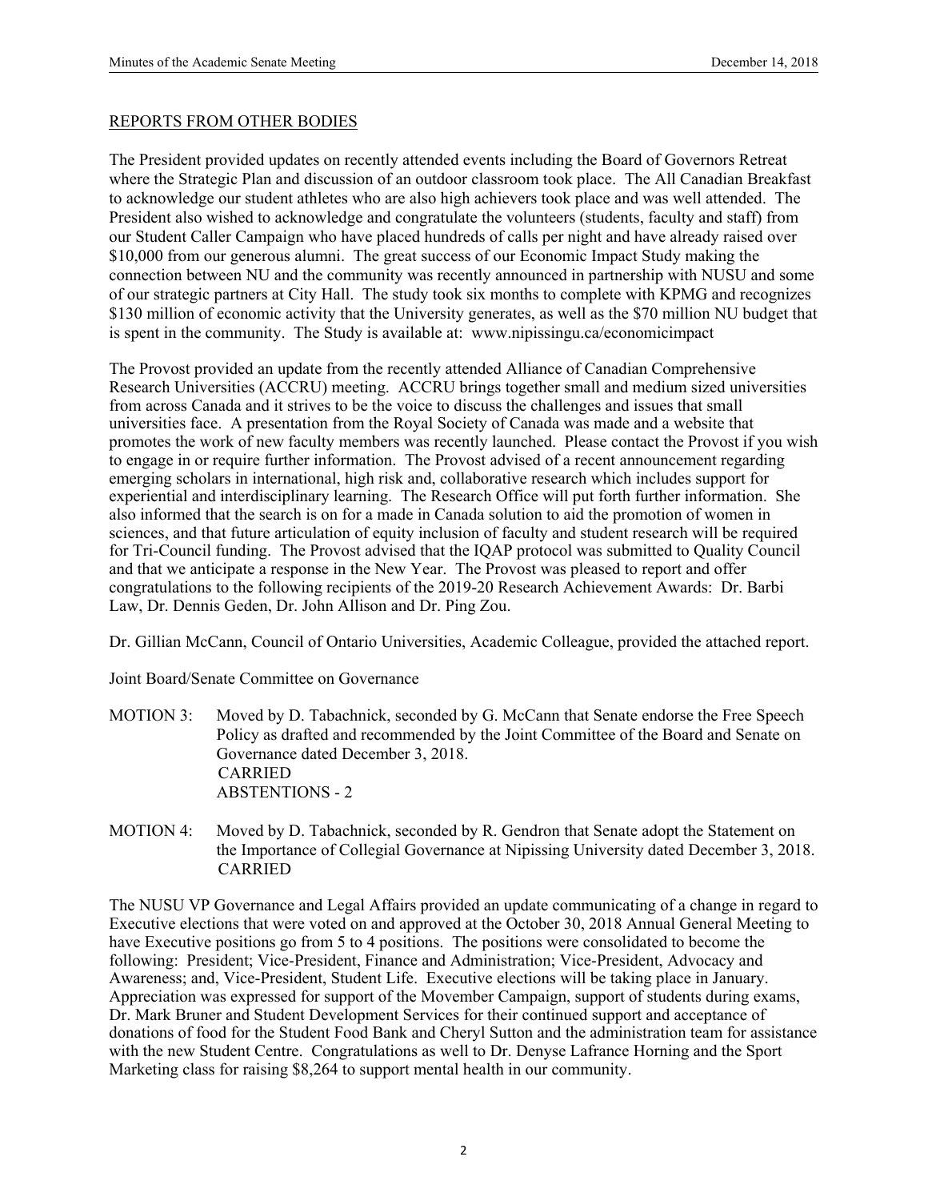## REPORTS FROM OTHER BODIES

The President provided updates on recently attended events including the Board of Governors Retreat where the Strategic Plan and discussion of an outdoor classroom took place. The All Canadian Breakfast to acknowledge our student athletes who are also high achievers took place and was well attended. The President also wished to acknowledge and congratulate the volunteers (students, faculty and staff) from our Student Caller Campaign who have placed hundreds of calls per night and have already raised over $10,000 from our generous alumni. The great success of our Economic Impact Study making the connection between NU and the community was recently announced in partnership with NUSU and some of our strategic partners at City Hall. The study took six months to complete with KPMG and recognizes $130 million of economic activity that the University generates, as well as the $70 million NU budget that is spent in the community. The Study is available at: www.nipissingu.ca/economicimpact

The Provost provided an update from the recently attended Alliance of Canadian Comprehensive Research Universities (ACCRU) meeting. ACCRU brings together small and medium sized universities from across Canada and it strives to be the voice to discuss the challenges and issues that small universities face. A presentation from the Royal Society of Canada was made and a website that promotes the work of new faculty members was recently launched. Please contact the Provost if you wish to engage in or require further information. The Provost advised of a recent announcement regarding emerging scholars in international, high risk and, collaborative research which includes support for experiential and interdisciplinary learning. The Research Office will put forth further information. She also informed that the search is on for a made in Canada solution to aid the promotion of women in sciences, and that future articulation of equity inclusion of faculty and student research will be required for Tri-Council funding. The Provost advised that the IQAP protocol was submitted to Quality Council and that we anticipate a response in the New Year. The Provost was pleased to report and offer congratulations to the following recipients of the 2019-20 Research Achievement Awards: Dr. Barbi Law, Dr. Dennis Geden, Dr. John Allison and Dr. Ping Zou.

Dr. Gillian McCann, Council of Ontario Universities, Academic Colleague, provided the attached report.

Joint Board/Senate Committee on Governance

MOTION 3: Moved by D. Tabachnick, seconded by G. McCann that Senate endorse the Free Speech Policy as drafted and recommended by the Joint Committee of the Board and Senate on Governance dated December 3, 2018.
CARRIED
ABSTENTIONS - 2

MOTION 4: Moved by D. Tabachnick, seconded by R. Gendron that Senate adopt the Statement on the Importance of Collegial Governance at Nipissing University dated December 3, 2018.
CARRIED

The NUSU VP Governance and Legal Affairs provided an update communicating of a change in regard to Executive elections that were voted on and approved at the October 30, 2018 Annual General Meeting to have Executive positions go from 5 to 4 positions. The positions were consolidated to become the following: President; Vice-President, Finance and Administration; Vice-President, Advocacy and Awareness; and, Vice-President, Student Life. Executive elections will be taking place in January. Appreciation was expressed for support of the Movember Campaign, support of students during exams, Dr. Mark Bruner and Student Development Services for their continued support and acceptance of donations of food for the Student Food Bank and Cheryl Sutton and the administration team for assistance with the new Student Centre. Congratulations as well to Dr. Denyse Lafrance Horning and the Sport Marketing class for raising $8,264 to support mental health in our community.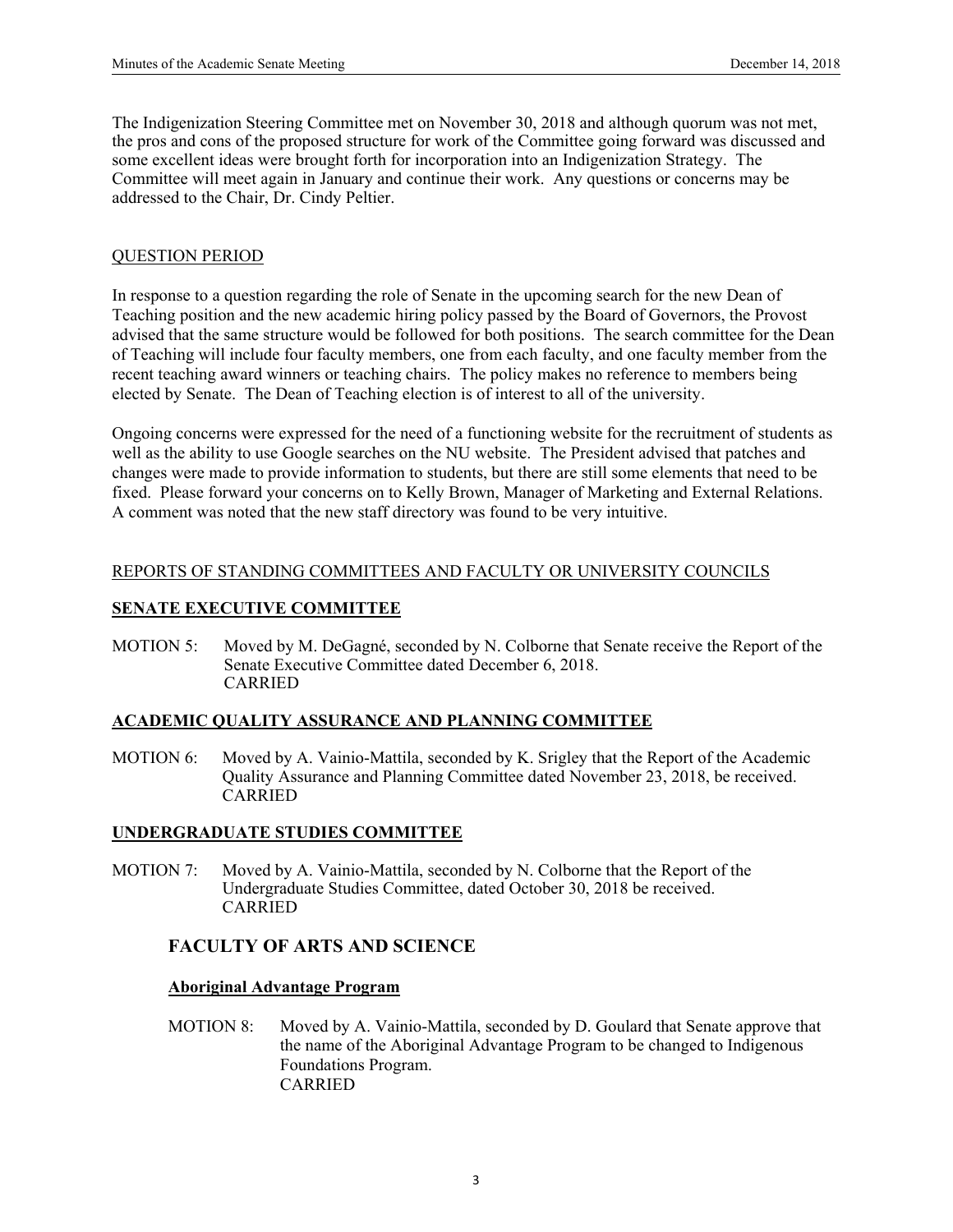The Indigenization Steering Committee met on November 30, 2018 and although quorum was not met, the pros and cons of the proposed structure for work of the Committee going forward was discussed and some excellent ideas were brought forth for incorporation into an Indigenization Strategy. The Committee will meet again in January and continue their work. Any questions or concerns may be addressed to the Chair, Dr. Cindy Peltier.

## QUESTION PERIOD

In response to a question regarding the role of Senate in the upcoming search for the new Dean of Teaching position and the new academic hiring policy passed by the Board of Governors, the Provost advised that the same structure would be followed for both positions. The search committee for the Dean of Teaching will include four faculty members, one from each faculty, and one faculty member from the recent teaching award winners or teaching chairs. The policy makes no reference to members being elected by Senate. The Dean of Teaching election is of interest to all of the university.

Ongoing concerns were expressed for the need of a functioning website for the recruitment of students as well as the ability to use Google searches on the NU website. The President advised that patches and changes were made to provide information to students, but there are still some elements that need to be fixed. Please forward your concerns on to Kelly Brown, Manager of Marketing and External Relations. A comment was noted that the new staff directory was found to be very intuitive.

## REPORTS OF STANDING COMMITTEES AND FACULTY OR UNIVERSITY COUNCILS

### SENATE EXECUTIVE COMMITTEE

MOTION 5: Moved by M. DeGagné, seconded by N. Colborne that Senate receive the Report of the Senate Executive Committee dated December 6, 2018.
CARRIED

### ACADEMIC QUALITY ASSURANCE AND PLANNING COMMITTEE

MOTION 6: Moved by A. Vainio-Mattila, seconded by K. Srigley that the Report of the Academic Quality Assurance and Planning Committee dated November 23, 2018, be received.
CARRIED

### UNDERGRADUATE STUDIES COMMITTEE

MOTION 7: Moved by A. Vainio-Mattila, seconded by N. Colborne that the Report of the Undergraduate Studies Committee, dated October 30, 2018 be received.
CARRIED

## FACULTY OF ARTS AND SCIENCE

### Aboriginal Advantage Program

MOTION 8: Moved by A. Vainio-Mattila, seconded by D. Goulard that Senate approve that the name of the Aboriginal Advantage Program to be changed to Indigenous Foundations Program.
CARRIED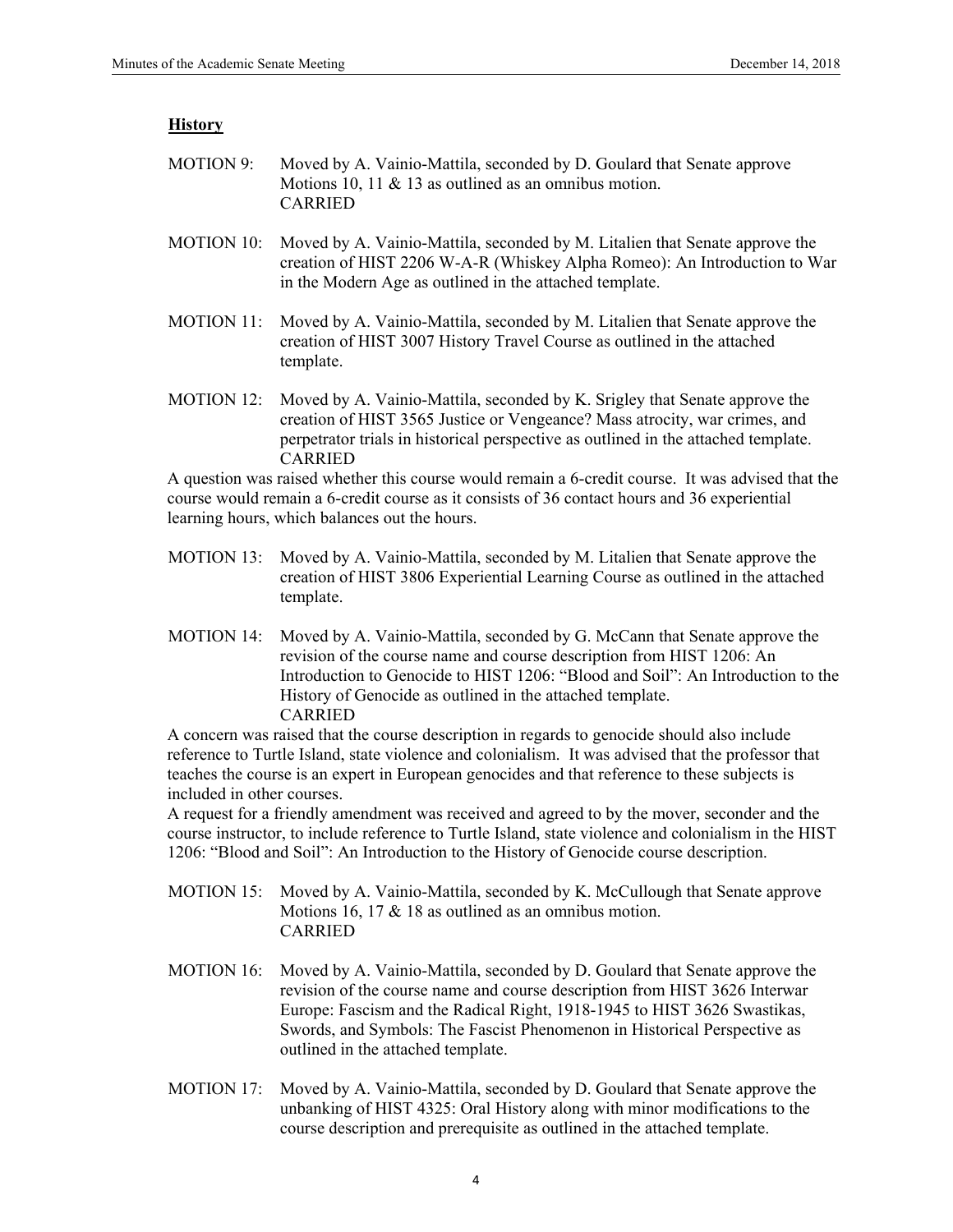**History**

MOTION 9: Moved by A. Vainio-Mattila, seconded by D. Goulard that Senate approve Motions 10, 11 & 13 as outlined as an omnibus motion.
CARRIED

MOTION 10: Moved by A. Vainio-Mattila, seconded by M. Litalien that Senate approve the creation of HIST 2206 W-A-R (Whiskey Alpha Romeo): An Introduction to War in the Modern Age as outlined in the attached template.

MOTION 11: Moved by A. Vainio-Mattila, seconded by M. Litalien that Senate approve the creation of HIST 3007 History Travel Course as outlined in the attached template.

MOTION 12: Moved by A. Vainio-Mattila, seconded by K. Srigley that Senate approve the creation of HIST 3565 Justice or Vengeance? Mass atrocity, war crimes, and perpetrator trials in historical perspective as outlined in the attached template.
CARRIED

A question was raised whether this course would remain a 6-credit course. It was advised that the course would remain a 6-credit course as it consists of 36 contact hours and 36 experiential learning hours, which balances out the hours.

MOTION 13: Moved by A. Vainio-Mattila, seconded by M. Litalien that Senate approve the creation of HIST 3806 Experiential Learning Course as outlined in the attached template.

MOTION 14: Moved by A. Vainio-Mattila, seconded by G. McCann that Senate approve the revision of the course name and course description from HIST 1206: An Introduction to Genocide to HIST 1206: "Blood and Soil": An Introduction to the History of Genocide as outlined in the attached template.
CARRIED

A concern was raised that the course description in regards to genocide should also include reference to Turtle Island, state violence and colonialism. It was advised that the professor that teaches the course is an expert in European genocides and that reference to these subjects is included in other courses.

A request for a friendly amendment was received and agreed to by the mover, seconder and the course instructor, to include reference to Turtle Island, state violence and colonialism in the HIST 1206: "Blood and Soil": An Introduction to the History of Genocide course description.

MOTION 15: Moved by A. Vainio-Mattila, seconded by K. McCullough that Senate approve Motions 16, 17 & 18 as outlined as an omnibus motion.
CARRIED

MOTION 16: Moved by A. Vainio-Mattila, seconded by D. Goulard that Senate approve the revision of the course name and course description from HIST 3626 Interwar Europe: Fascism and the Radical Right, 1918-1945 to HIST 3626 Swastikas, Swords, and Symbols: The Fascist Phenomenon in Historical Perspective as outlined in the attached template.

MOTION 17: Moved by A. Vainio-Mattila, seconded by D. Goulard that Senate approve the unbanking of HIST 4325: Oral History along with minor modifications to the course description and prerequisite as outlined in the attached template.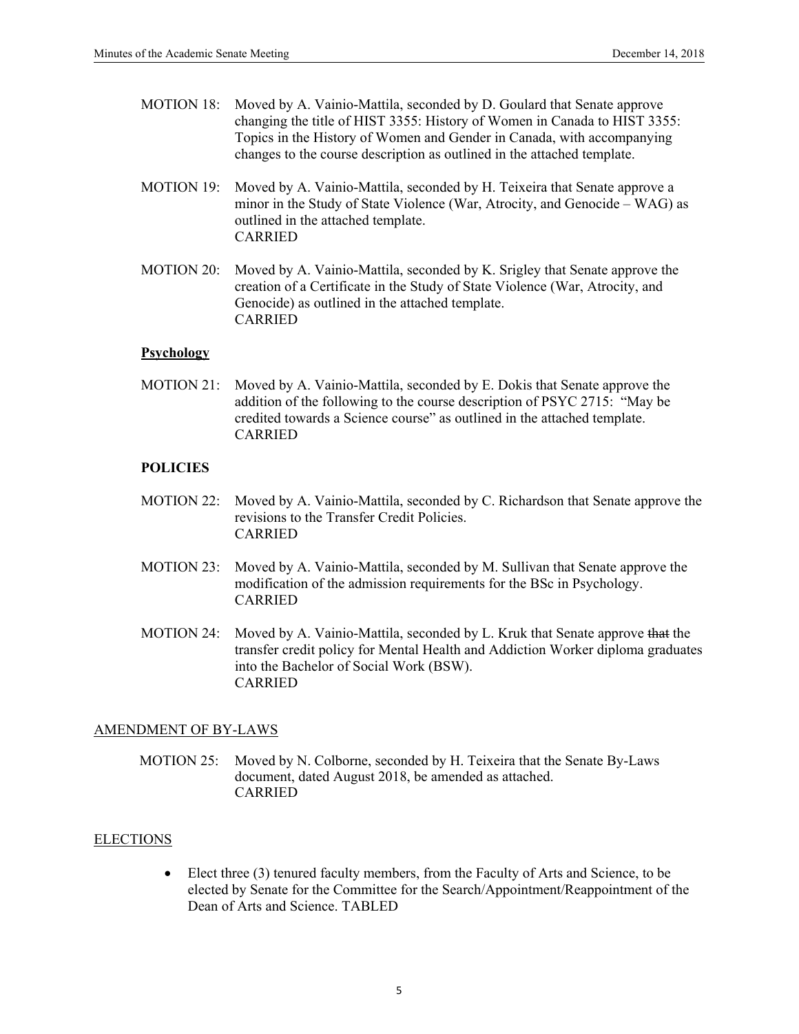MOTION 18: Moved by A. Vainio-Mattila, seconded by D. Goulard that Senate approve changing the title of HIST 3355: History of Women in Canada to HIST 3355: Topics in the History of Women and Gender in Canada, with accompanying changes to the course description as outlined in the attached template.

MOTION 19: Moved by A. Vainio-Mattila, seconded by H. Teixeira that Senate approve a minor in the Study of State Violence (War, Atrocity, and Genocide – WAG) as outlined in the attached template.
CARRIED

MOTION 20: Moved by A. Vainio-Mattila, seconded by K. Srigley that Senate approve the creation of a Certificate in the Study of State Violence (War, Atrocity, and Genocide) as outlined in the attached template.
CARRIED

**Psychology**

MOTION 21: Moved by A. Vainio-Mattila, seconded by E. Dokis that Senate approve the addition of the following to the course description of PSYC 2715: "May be credited towards a Science course" as outlined in the attached template.
CARRIED

**POLICIES**

MOTION 22: Moved by A. Vainio-Mattila, seconded by C. Richardson that Senate approve the revisions to the Transfer Credit Policies.
CARRIED

MOTION 23: Moved by A. Vainio-Mattila, seconded by M. Sullivan that Senate approve the modification of the admission requirements for the BSc in Psychology.
CARRIED

MOTION 24: Moved by A. Vainio-Mattila, seconded by L. Kruk that Senate approve ~~that~~ the transfer credit policy for Mental Health and Addiction Worker diploma graduates into the Bachelor of Social Work (BSW).
CARRIED

## AMENDMENT OF BY-LAWS

MOTION 25: Moved by N. Colborne, seconded by H. Teixeira that the Senate By-Laws document, dated August 2018, be amended as attached.
CARRIED

## ELECTIONS

- Elect three (3) tenured faculty members, from the Faculty of Arts and Science, to be elected by Senate for the Committee for the Search/Appointment/Reappointment of the Dean of Arts and Science. TABLED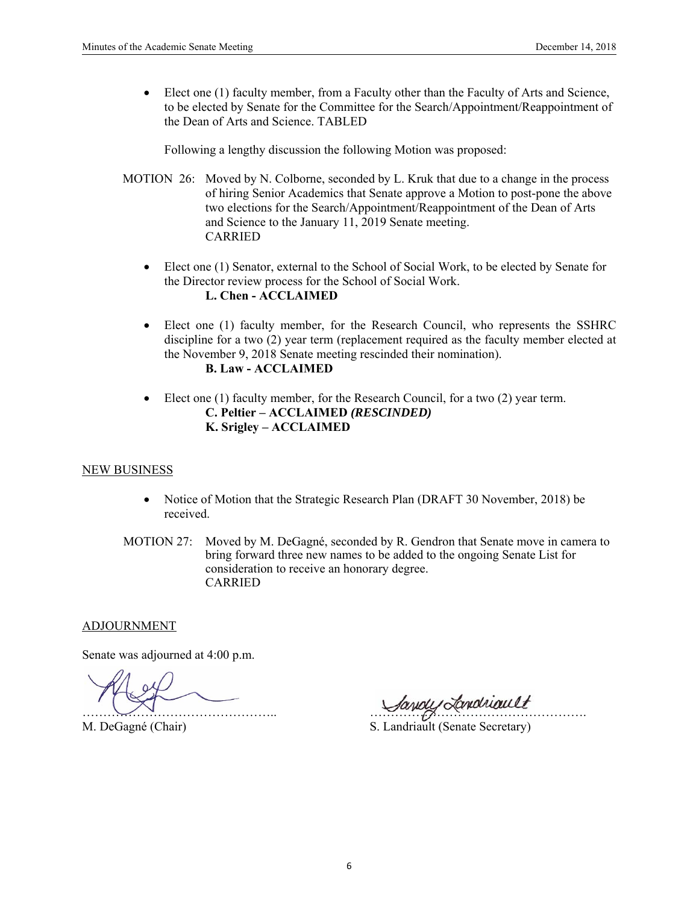- Elect one (1) faculty member, from a Faculty other than the Faculty of Arts and Science, to be elected by Senate for the Committee for the Search/Appointment/Reappointment of the Dean of Arts and Science. TABLED

  Following a lengthy discussion the following Motion was proposed:

MOTION 26: Moved by N. Colborne, seconded by L. Kruk that due to a change in the process of hiring Senior Academics that Senate approve a Motion to post-pone the above two elections for the Search/Appointment/Reappointment of the Dean of Arts and Science to the January 11, 2019 Senate meeting.
CARRIED

- Elect one (1) Senator, external to the School of Social Work, to be elected by Senate for the Director review process for the School of Social Work.
  **L. Chen - ACCLAIMED**

- Elect one (1) faculty member, for the Research Council, who represents the SSHRC discipline for a two (2) year term (replacement required as the faculty member elected at the November 9, 2018 Senate meeting rescinded their nomination).
  **B. Law - ACCLAIMED**

- Elect one (1) faculty member, for the Research Council, for a two (2) year term.
  **C. Peltier – ACCLAIMED *(RESCINDED)***
  **K. Srigley – ACCLAIMED**

NEW BUSINESS

- Notice of Motion that the Strategic Research Plan (DRAFT 30 November, 2018) be received.

MOTION 27: Moved by M. DeGagné, seconded by R. Gendron that Senate move in camera to bring forward three new names to be added to the ongoing Senate List for consideration to receive an honorary degree.
CARRIED

ADJOURNMENT

Senate was adjourned at 4:00 p.m.

……………………………………….. ……………………………………………
M. DeGagné (Chair) S. Landriault (Senate Secretary)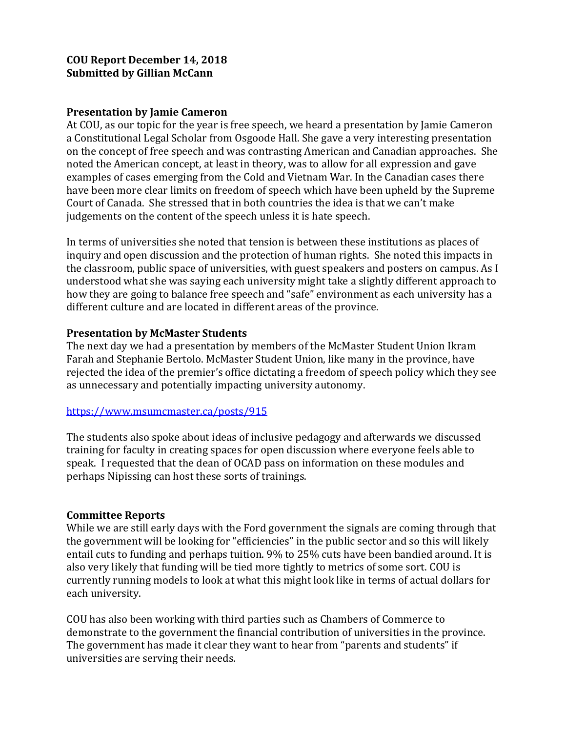**COU Report December 14, 2018**
**Submitted by Gillian McCann**

**Presentation by Jamie Cameron**

At COU, as our topic for the year is free speech, we heard a presentation by Jamie Cameron a Constitutional Legal Scholar from Osgoode Hall. She gave a very interesting presentation on the concept of free speech and was contrasting American and Canadian approaches. She noted the American concept, at least in theory, was to allow for all expression and gave examples of cases emerging from the Cold and Vietnam War. In the Canadian cases there have been more clear limits on freedom of speech which have been upheld by the Supreme Court of Canada. She stressed that in both countries the idea is that we can't make judgements on the content of the speech unless it is hate speech.

In terms of universities she noted that tension is between these institutions as places of inquiry and open discussion and the protection of human rights. She noted this impacts in the classroom, public space of universities, with guest speakers and posters on campus. As I understood what she was saying each university might take a slightly different approach to how they are going to balance free speech and "safe" environment as each university has a different culture and are located in different areas of the province.

**Presentation by McMaster Students**

The next day we had a presentation by members of the McMaster Student Union Ikram Farah and Stephanie Bertolo. McMaster Student Union, like many in the province, have rejected the idea of the premier's office dictating a freedom of speech policy which they see as unnecessary and potentially impacting university autonomy.

https://www.msumcmaster.ca/posts/915

The students also spoke about ideas of inclusive pedagogy and afterwards we discussed training for faculty in creating spaces for open discussion where everyone feels able to speak. I requested that the dean of OCAD pass on information on these modules and perhaps Nipissing can host these sorts of trainings.

**Committee Reports**

While we are still early days with the Ford government the signals are coming through that the government will be looking for "efficiencies" in the public sector and so this will likely entail cuts to funding and perhaps tuition. 9% to 25% cuts have been bandied around. It is also very likely that funding will be tied more tightly to metrics of some sort. COU is currently running models to look at what this might look like in terms of actual dollars for each university.

COU has also been working with third parties such as Chambers of Commerce to demonstrate to the government the financial contribution of universities in the province. The government has made it clear they want to hear from "parents and students" if universities are serving their needs.